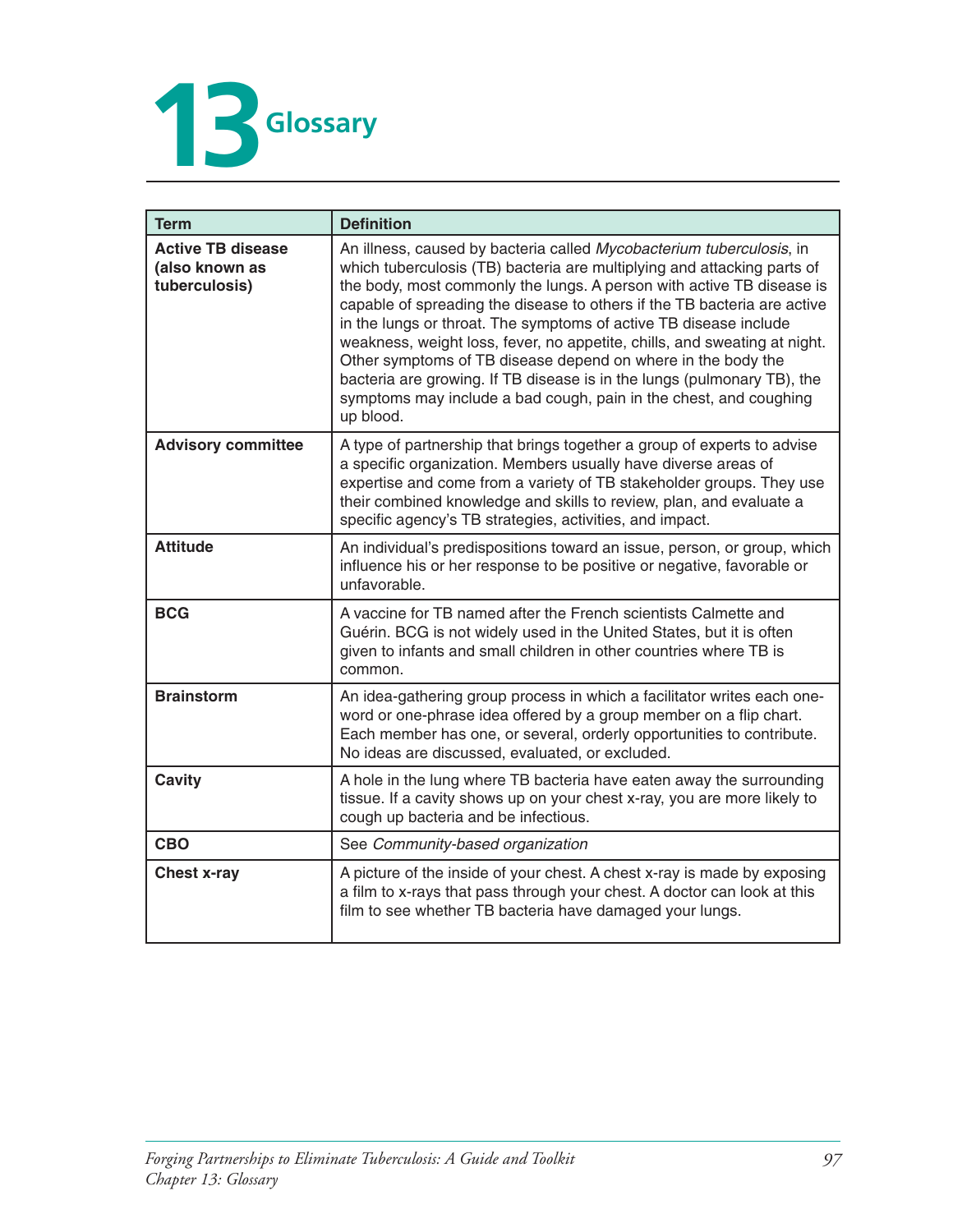# 13 Glossary

| Term | Definition |
|---|---|
| **Active TB disease (also known as tuberculosis)** | An illness, caused by bacteria called *Mycobacterium tuberculosis*, in which tuberculosis (TB) bacteria are multiplying and attacking parts of the body, most commonly the lungs. A person with active TB disease is capable of spreading the disease to others if the TB bacteria are active in the lungs or throat. The symptoms of active TB disease include weakness, weight loss, fever, no appetite, chills, and sweating at night. Other symptoms of TB disease depend on where in the body the bacteria are growing. If TB disease is in the lungs (pulmonary TB), the symptoms may include a bad cough, pain in the chest, and coughing up blood. |
| **Advisory committee** | A type of partnership that brings together a group of experts to advise a specific organization. Members usually have diverse areas of expertise and come from a variety of TB stakeholder groups. They use their combined knowledge and skills to review, plan, and evaluate a specific agency's TB strategies, activities, and impact. |
| **Attitude** | An individual's predispositions toward an issue, person, or group, which influence his or her response to be positive or negative, favorable or unfavorable. |
| **BCG** | A vaccine for TB named after the French scientists Calmette and Guérin. BCG is not widely used in the United States, but it is often given to infants and small children in other countries where TB is common. |
| **Brainstorm** | An idea-gathering group process in which a facilitator writes each one-word or one-phrase idea offered by a group member on a flip chart. Each member has one, or several, orderly opportunities to contribute. No ideas are discussed, evaluated, or excluded. |
| **Cavity** | A hole in the lung where TB bacteria have eaten away the surrounding tissue. If a cavity shows up on your chest x-ray, you are more likely to cough up bacteria and be infectious. |
| **CBO** | See *Community-based organization* |
| **Chest x-ray** | A picture of the inside of your chest. A chest x-ray is made by exposing a film to x-rays that pass through your chest. A doctor can look at this film to see whether TB bacteria have damaged your lungs. |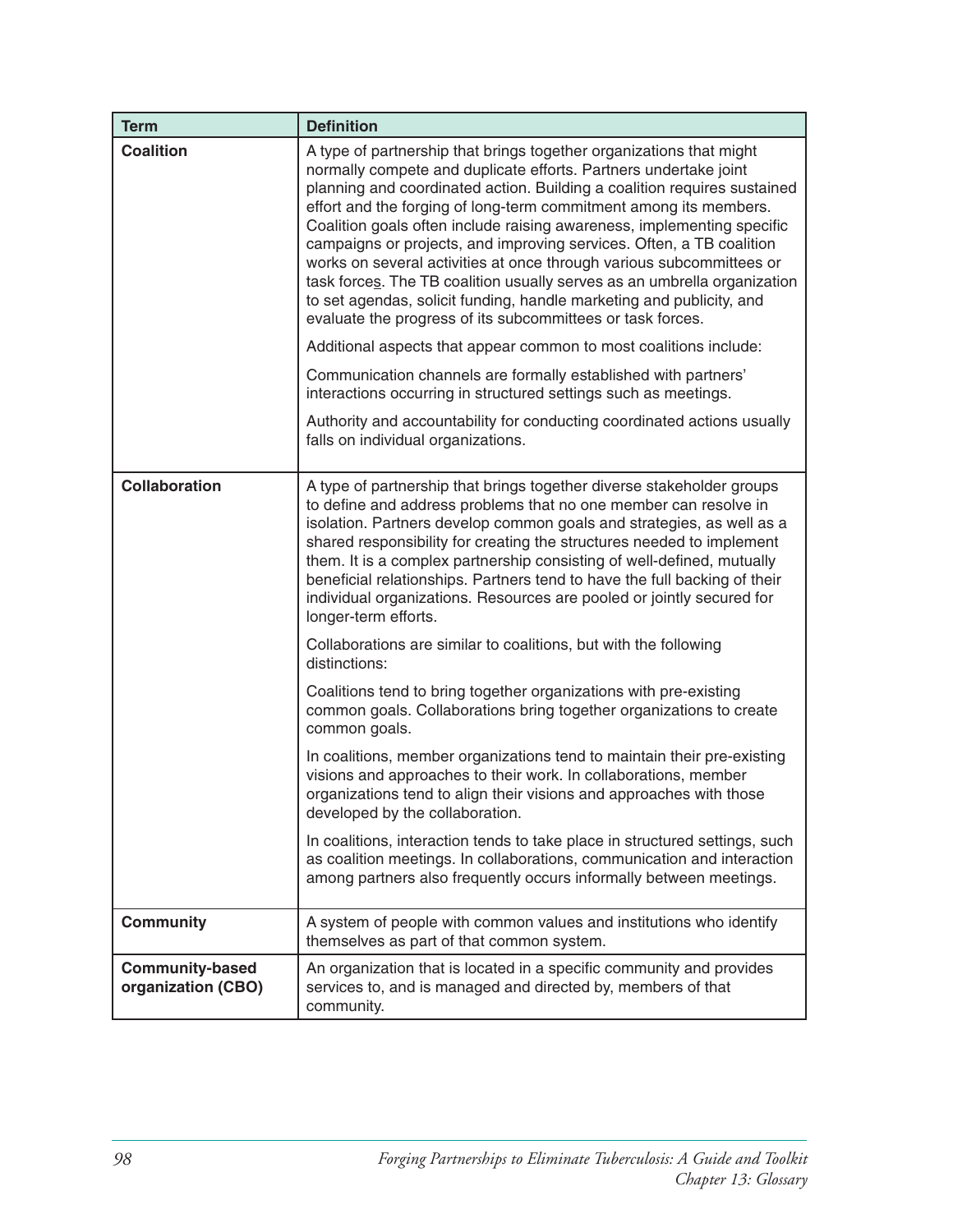| Term | Definition |
| --- | --- |
| **Coalition** | A type of partnership that brings together organizations that might normally compete and duplicate efforts. Partners undertake joint planning and coordinated action. Building a coalition requires sustained effort and the forging of long-term commitment among its members. Coalition goals often include raising awareness, implementing specific campaigns or projects, and improving services. Often, a TB coalition works on several activities at once through various subcommittees or task forces. The TB coalition usually serves as an umbrella organization to set agendas, solicit funding, handle marketing and publicity, and evaluate the progress of its subcommittees or task forces.<br><br>Additional aspects that appear common to most coalitions include:<br><br>Communication channels are formally established with partners' interactions occurring in structured settings such as meetings.<br><br>Authority and accountability for conducting coordinated actions usually falls on individual organizations. |
| **Collaboration** | A type of partnership that brings together diverse stakeholder groups to define and address problems that no one member can resolve in isolation. Partners develop common goals and strategies, as well as a shared responsibility for creating the structures needed to implement them. It is a complex partnership consisting of well-defined, mutually beneficial relationships. Partners tend to have the full backing of their individual organizations. Resources are pooled or jointly secured for longer-term efforts.<br><br>Collaborations are similar to coalitions, but with the following distinctions:<br><br>Coalitions tend to bring together organizations with pre-existing common goals. Collaborations bring together organizations to create common goals.<br><br>In coalitions, member organizations tend to maintain their pre-existing visions and approaches to their work. In collaborations, member organizations tend to align their visions and approaches with those developed by the collaboration.<br><br>In coalitions, interaction tends to take place in structured settings, such as coalition meetings. In collaborations, communication and interaction among partners also frequently occurs informally between meetings. |
| **Community** | A system of people with common values and institutions who identify themselves as part of that common system. |
| **Community-based organization (CBO)** | An organization that is located in a specific community and provides services to, and is managed and directed by, members of that community. |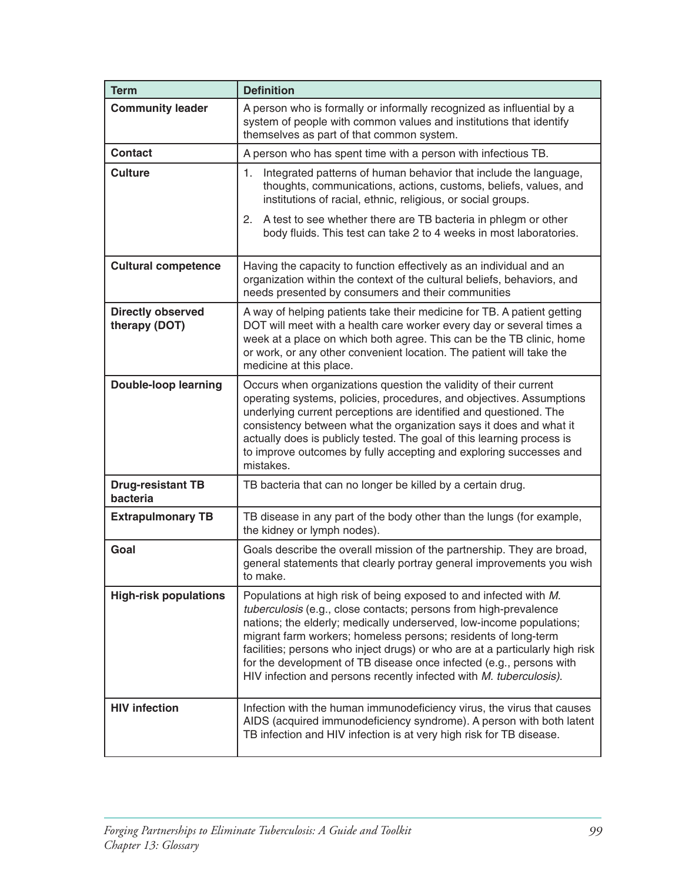| Term | Definition |
| --- | --- |
| **Community leader** | A person who is formally or informally recognized as influential by a system of people with common values and institutions that identify themselves as part of that common system. |
| **Contact** | A person who has spent time with a person with infectious TB. |
| **Culture** | 1. Integrated patterns of human behavior that include the language, thoughts, communications, actions, customs, beliefs, values, and institutions of racial, ethnic, religious, or social groups. 2. A test to see whether there are TB bacteria in phlegm or other body fluids. This test can take 2 to 4 weeks in most laboratories. |
| **Cultural competence** | Having the capacity to function effectively as an individual and an organization within the context of the cultural beliefs, behaviors, and needs presented by consumers and their communities |
| **Directly observed therapy (DOT)** | A way of helping patients take their medicine for TB. A patient getting DOT will meet with a health care worker every day or several times a week at a place on which both agree. This can be the TB clinic, home or work, or any other convenient location. The patient will take the medicine at this place. |
| **Double-loop learning** | Occurs when organizations question the validity of their current operating systems, policies, procedures, and objectives. Assumptions underlying current perceptions are identified and questioned. The consistency between what the organization says it does and what it actually does is publicly tested. The goal of this learning process is to improve outcomes by fully accepting and exploring successes and mistakes. |
| **Drug-resistant TB bacteria** | TB bacteria that can no longer be killed by a certain drug. |
| **Extrapulmonary TB** | TB disease in any part of the body other than the lungs (for example, the kidney or lymph nodes). |
| **Goal** | Goals describe the overall mission of the partnership. They are broad, general statements that clearly portray general improvements you wish to make. |
| **High-risk populations** | Populations at high risk of being exposed to and infected with *M. tuberculosis* (e.g., close contacts; persons from high-prevalence nations; the elderly; medically underserved, low-income populations; migrant farm workers; homeless persons; residents of long-term facilities; persons who inject drugs) or who are at a particularly high risk for the development of TB disease once infected (e.g., persons with HIV infection and persons recently infected with *M. tuberculosis)*. |
| **HIV infection** | Infection with the human immunodeficiency virus, the virus that causes AIDS (acquired immunodeficiency syndrome). A person with both latent TB infection and HIV infection is at very high risk for TB disease. |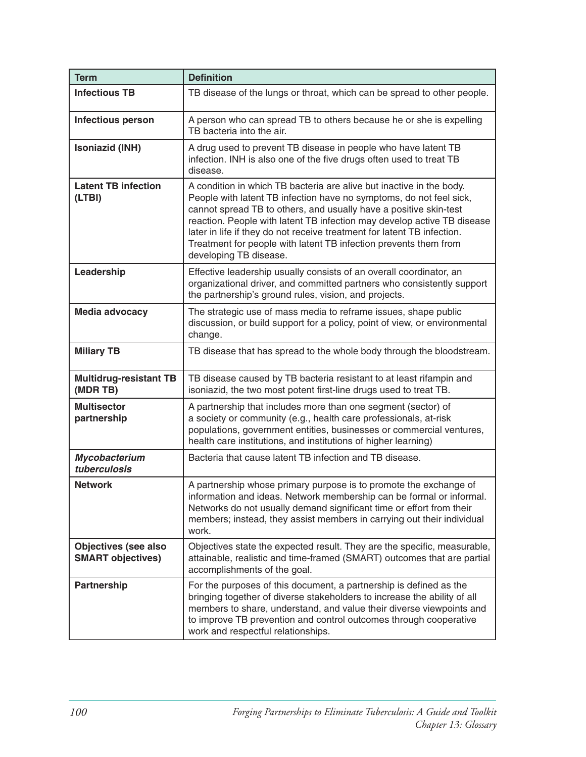| Term | Definition |
|---|---|
| **Infectious TB** | TB disease of the lungs or throat, which can be spread to other people. |
| **Infectious person** | A person who can spread TB to others because he or she is expelling TB bacteria into the air. |
| **Isoniazid (INH)** | A drug used to prevent TB disease in people who have latent TB infection. INH is also one of the five drugs often used to treat TB disease. |
| **Latent TB infection (LTBI)** | A condition in which TB bacteria are alive but inactive in the body. People with latent TB infection have no symptoms, do not feel sick, cannot spread TB to others, and usually have a positive skin-test reaction. People with latent TB infection may develop active TB disease later in life if they do not receive treatment for latent TB infection. Treatment for people with latent TB infection prevents them from developing TB disease. |
| **Leadership** | Effective leadership usually consists of an overall coordinator, an organizational driver, and committed partners who consistently support the partnership's ground rules, vision, and projects. |
| **Media advocacy** | The strategic use of mass media to reframe issues, shape public discussion, or build support for a policy, point of view, or environmental change. |
| **Miliary TB** | TB disease that has spread to the whole body through the bloodstream. |
| **Multidrug-resistant TB (MDR TB)** | TB disease caused by TB bacteria resistant to at least rifampin and isoniazid, the two most potent first-line drugs used to treat TB. |
| **Multisector partnership** | A partnership that includes more than one segment (sector) of a society or community (e.g., health care professionals, at-risk populations, government entities, businesses or commercial ventures, health care institutions, and institutions of higher learning) |
| ***Mycobacterium tuberculosis*** | Bacteria that cause latent TB infection and TB disease. |
| **Network** | A partnership whose primary purpose is to promote the exchange of information and ideas. Network membership can be formal or informal. Networks do not usually demand significant time or effort from their members; instead, they assist members in carrying out their individual work. |
| **Objectives (see also SMART objectives)** | Objectives state the expected result. They are the specific, measurable, attainable, realistic and time-framed (SMART) outcomes that are partial accomplishments of the goal. |
| **Partnership** | For the purposes of this document, a partnership is defined as the bringing together of diverse stakeholders to increase the ability of all members to share, understand, and value their diverse viewpoints and to improve TB prevention and control outcomes through cooperative work and respectful relationships. |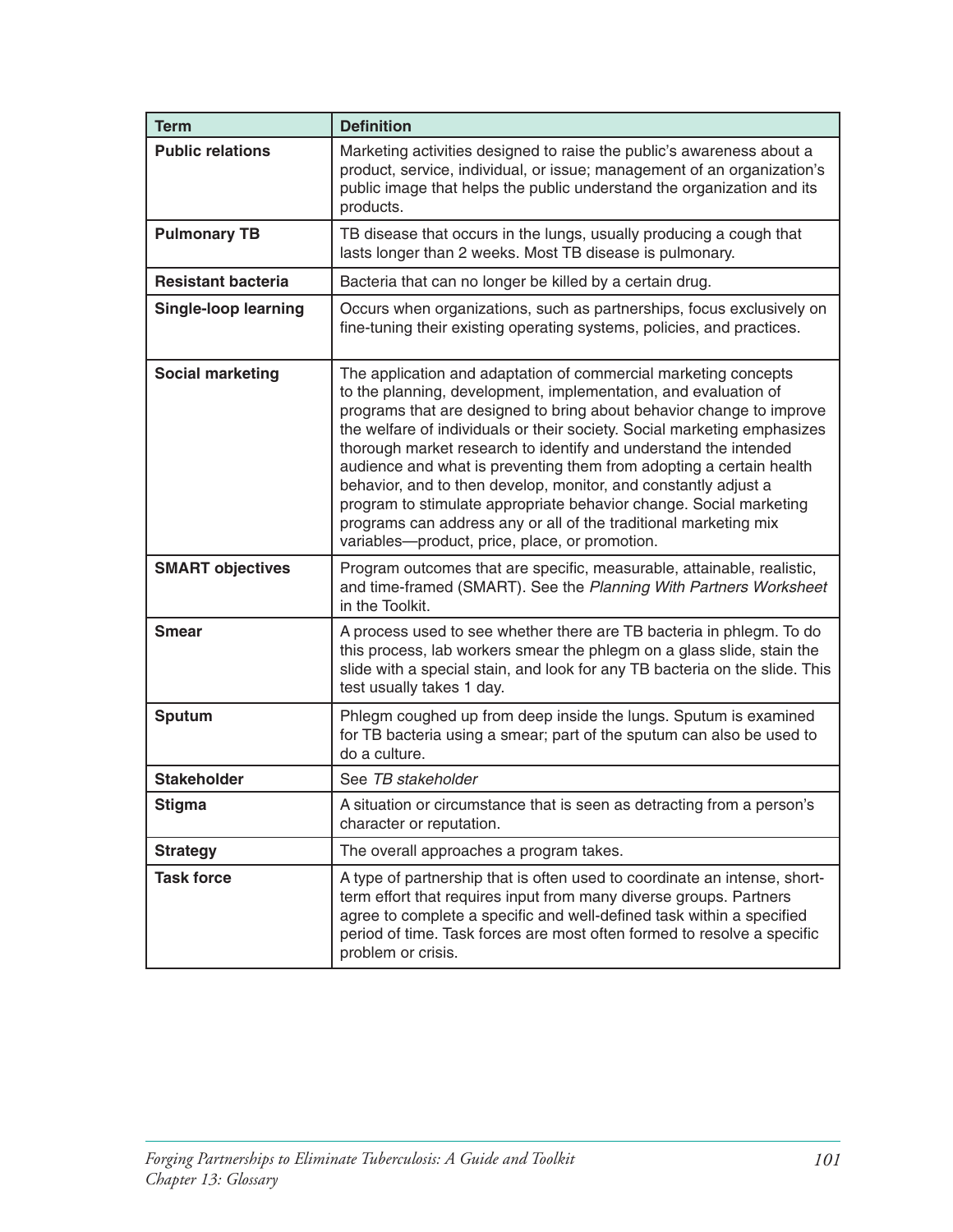| Term | Definition |
| --- | --- |
| **Public relations** | Marketing activities designed to raise the public's awareness about a product, service, individual, or issue; management of an organization's public image that helps the public understand the organization and its products. |
| **Pulmonary TB** | TB disease that occurs in the lungs, usually producing a cough that lasts longer than 2 weeks. Most TB disease is pulmonary. |
| **Resistant bacteria** | Bacteria that can no longer be killed by a certain drug. |
| **Single-loop learning** | Occurs when organizations, such as partnerships, focus exclusively on fine-tuning their existing operating systems, policies, and practices. |
| **Social marketing** | The application and adaptation of commercial marketing concepts to the planning, development, implementation, and evaluation of programs that are designed to bring about behavior change to improve the welfare of individuals or their society. Social marketing emphasizes thorough market research to identify and understand the intended audience and what is preventing them from adopting a certain health behavior, and to then develop, monitor, and constantly adjust a program to stimulate appropriate behavior change. Social marketing programs can address any or all of the traditional marketing mix variables—product, price, place, or promotion. |
| **SMART objectives** | Program outcomes that are specific, measurable, attainable, realistic, and time-framed (SMART). See the *Planning With Partners Worksheet* in the Toolkit. |
| **Smear** | A process used to see whether there are TB bacteria in phlegm. To do this process, lab workers smear the phlegm on a glass slide, stain the slide with a special stain, and look for any TB bacteria on the slide. This test usually takes 1 day. |
| **Sputum** | Phlegm coughed up from deep inside the lungs. Sputum is examined for TB bacteria using a smear; part of the sputum can also be used to do a culture. |
| **Stakeholder** | See *TB stakeholder* |
| **Stigma** | A situation or circumstance that is seen as detracting from a person's character or reputation. |
| **Strategy** | The overall approaches a program takes. |
| **Task force** | A type of partnership that is often used to coordinate an intense, short-term effort that requires input from many diverse groups. Partners agree to complete a specific and well-defined task within a specified period of time. Task forces are most often formed to resolve a specific problem or crisis. |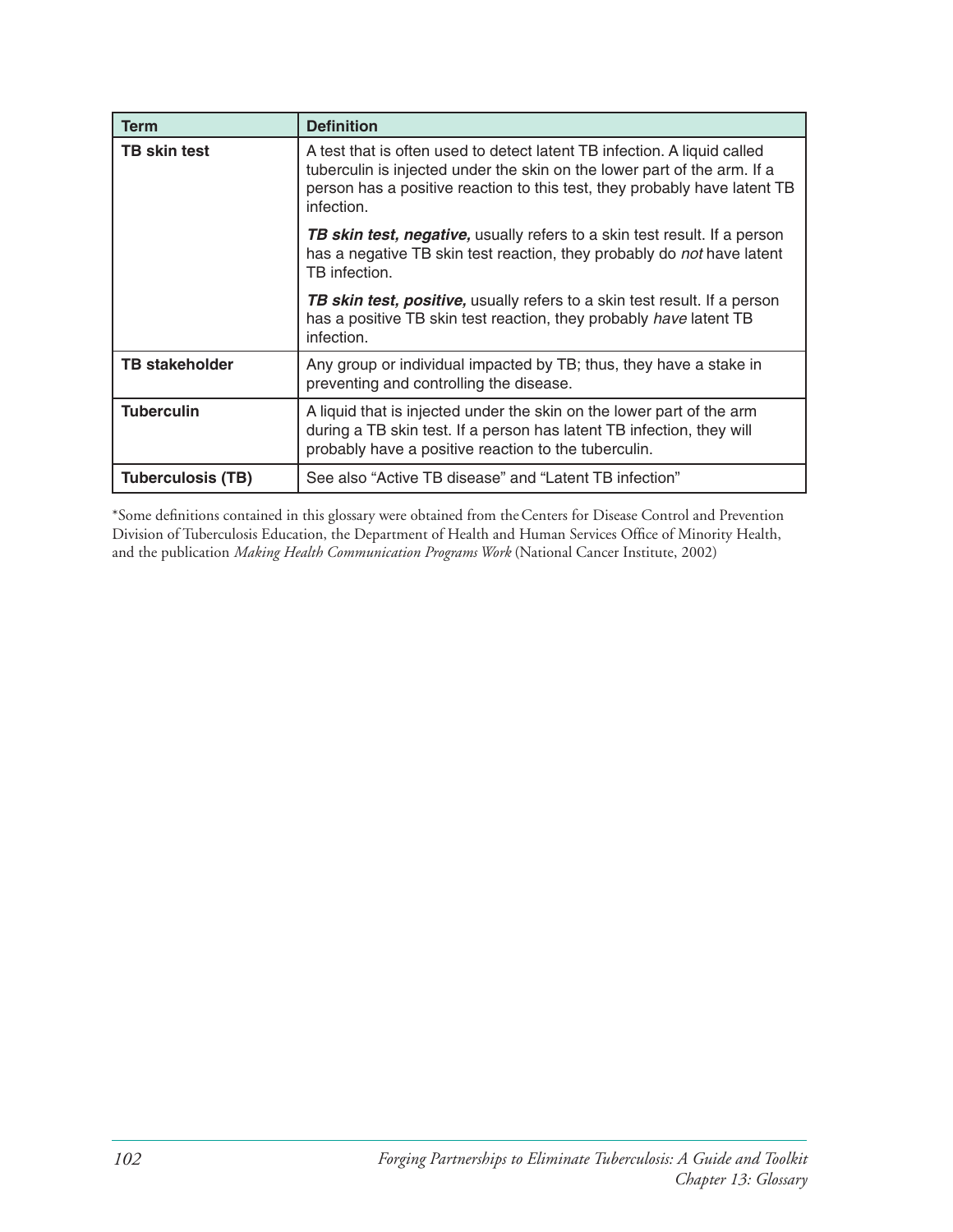| Term | Definition |
|---|---|
| **TB skin test** | A test that is often used to detect latent TB infection. A liquid called tuberculin is injected under the skin on the lower part of the arm. If a person has a positive reaction to this test, they probably have latent TB infection.<br><br>***TB skin test, negative,*** usually refers to a skin test result. If a person has a negative TB skin test reaction, they probably do *not* have latent TB infection.<br><br>***TB skin test, positive,*** usually refers to a skin test result. If a person has a positive TB skin test reaction, they probably *have* latent TB infection. |
| **TB stakeholder** | Any group or individual impacted by TB; thus, they have a stake in preventing and controlling the disease. |
| **Tuberculin** | A liquid that is injected under the skin on the lower part of the arm during a TB skin test. If a person has latent TB infection, they will probably have a positive reaction to the tuberculin. |
| **Tuberculosis (TB)** | See also "Active TB disease" and "Latent TB infection" |

*Some definitions contained in this glossary were obtained from the Centers for Disease Control and Prevention Division of Tuberculosis Education, the Department of Health and Human Services Office of Minority Health, and the publication *Making Health Communication Programs Work* (National Cancer Institute, 2002)